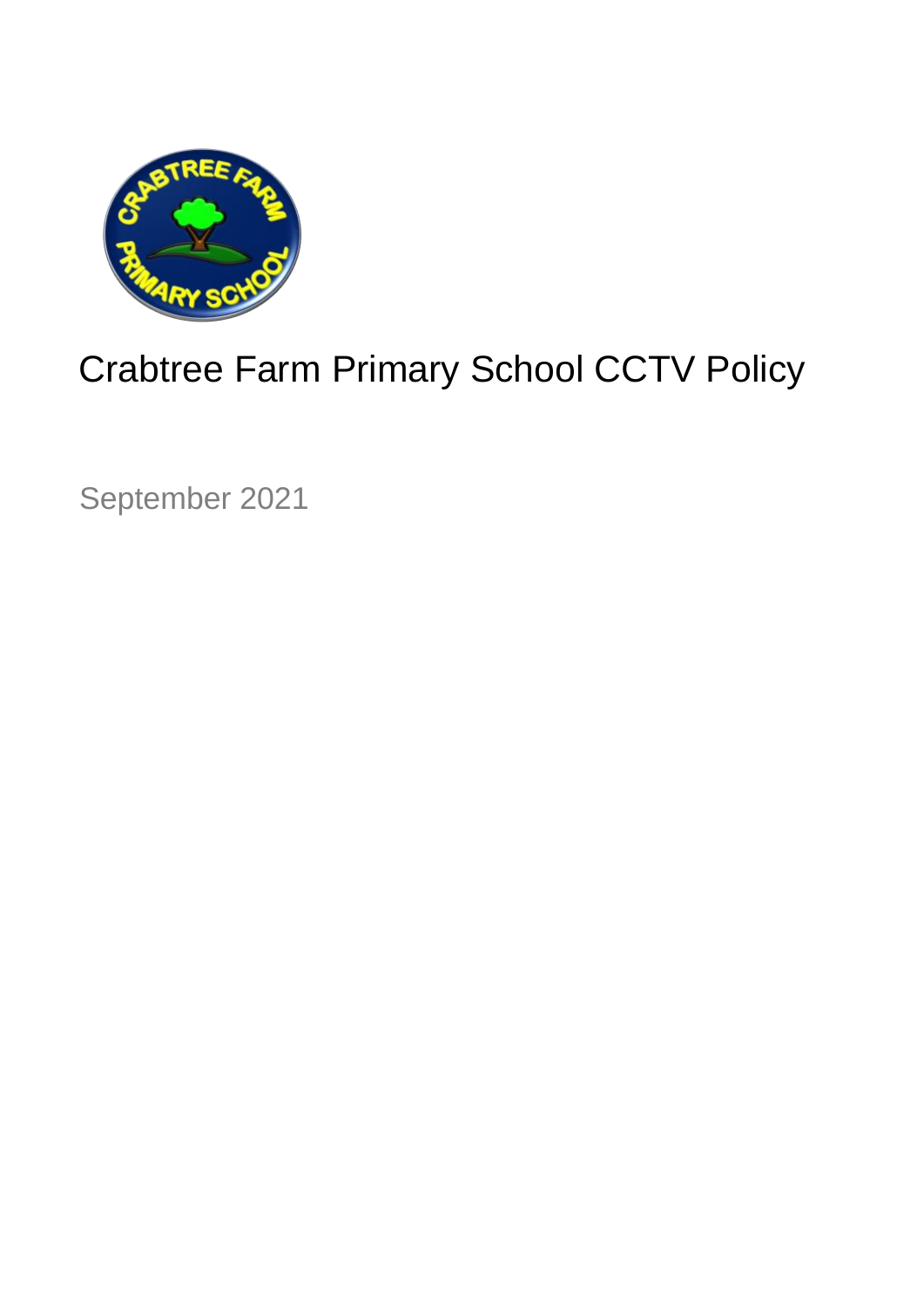# Crabtree Farm Primary School CCTV Policy

September 2021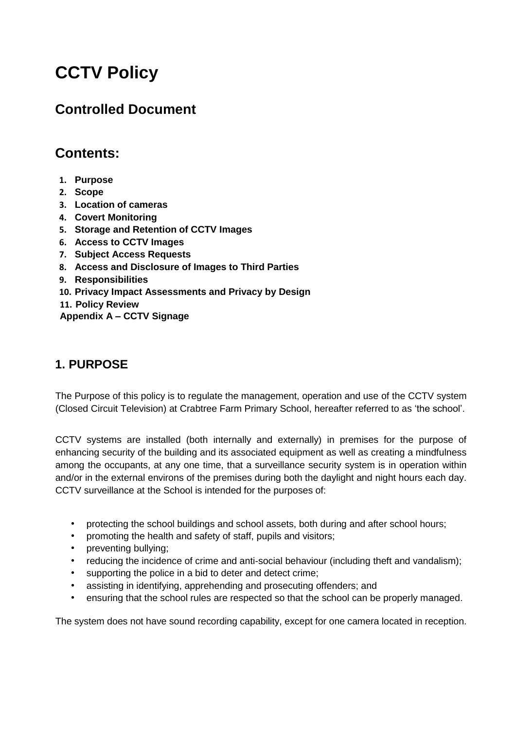# CCTV Policy

## Controlled Document

## Contents:

1. **Purpose**
2. **Scope**
3. **Location of cameras**
4. **Covert Monitoring**
5. **Storage and Retention of CCTV Images**
6. **Access to CCTV Images**
7. **Subject Access Requests**
8. **Access and Disclosure of Images to Third Parties**
9. **Responsibilities**
10. **Privacy Impact Assessments and Privacy by Design**
11. **Policy Review**

**Appendix A – CCTV Signage**

## 1. PURPOSE

The Purpose of this policy is to regulate the management, operation and use of the CCTV system (Closed Circuit Television) at Crabtree Farm Primary School, hereafter referred to as 'the school'.

CCTV systems are installed (both internally and externally) in premises for the purpose of enhancing security of the building and its associated equipment as well as creating a mindfulness among the occupants, at any one time, that a surveillance security system is in operation within and/or in the external environs of the premises during both the daylight and night hours each day. CCTV surveillance at the School is intended for the purposes of:

- protecting the school buildings and school assets, both during and after school hours;
- promoting the health and safety of staff, pupils and visitors;
- preventing bullying;
- reducing the incidence of crime and anti-social behaviour (including theft and vandalism);
- supporting the police in a bid to deter and detect crime;
- assisting in identifying, apprehending and prosecuting offenders; and
- ensuring that the school rules are respected so that the school can be properly managed.

The system does not have sound recording capability, except for one camera located in reception.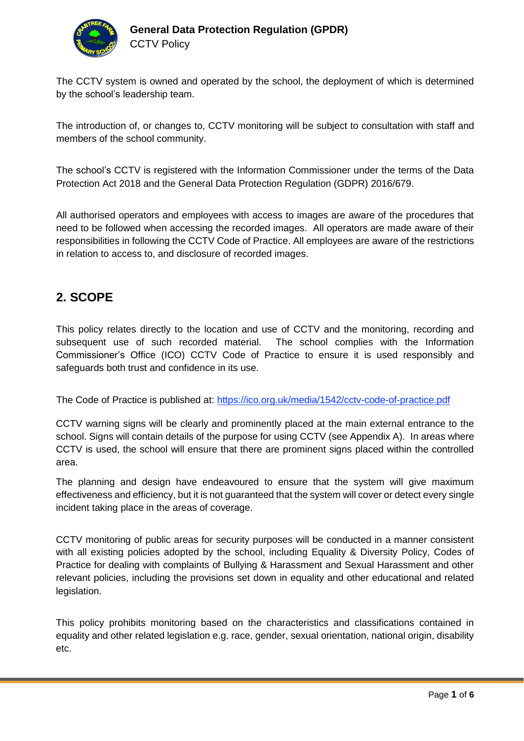The CCTV system is owned and operated by the school, the deployment of which is determined by the school's leadership team.

The introduction of, or changes to, CCTV monitoring will be subject to consultation with staff and members of the school community.

The school's CCTV is registered with the Information Commissioner under the terms of the Data Protection Act 2018 and the General Data Protection Regulation (GDPR) 2016/679.

All authorised operators and employees with access to images are aware of the procedures that need to be followed when accessing the recorded images. All operators are made aware of their responsibilities in following the CCTV Code of Practice. All employees are aware of the restrictions in relation to access to, and disclosure of recorded images.

## 2. SCOPE

This policy relates directly to the location and use of CCTV and the monitoring, recording and subsequent use of such recorded material. The school complies with the Information Commissioner's Office (ICO) CCTV Code of Practice to ensure it is used responsibly and safeguards both trust and confidence in its use.

The Code of Practice is published at: [https://ico.org.uk/media/1542/cctv-code-of-practice.pdf](https://ico.org.uk/media/1542/cctv-code-of-practice.pdf)

CCTV warning signs will be clearly and prominently placed at the main external entrance to the school. Signs will contain details of the purpose for using CCTV (see Appendix A). In areas where CCTV is used, the school will ensure that there are prominent signs placed within the controlled area.

The planning and design have endeavoured to ensure that the system will give maximum effectiveness and efficiency, but it is not guaranteed that the system will cover or detect every single incident taking place in the areas of coverage.

CCTV monitoring of public areas for security purposes will be conducted in a manner consistent with all existing policies adopted by the school, including Equality & Diversity Policy, Codes of Practice for dealing with complaints of Bullying & Harassment and Sexual Harassment and other relevant policies, including the provisions set down in equality and other educational and related legislation.

This policy prohibits monitoring based on the characteristics and classifications contained in equality and other related legislation e.g. race, gender, sexual orientation, national origin, disability etc.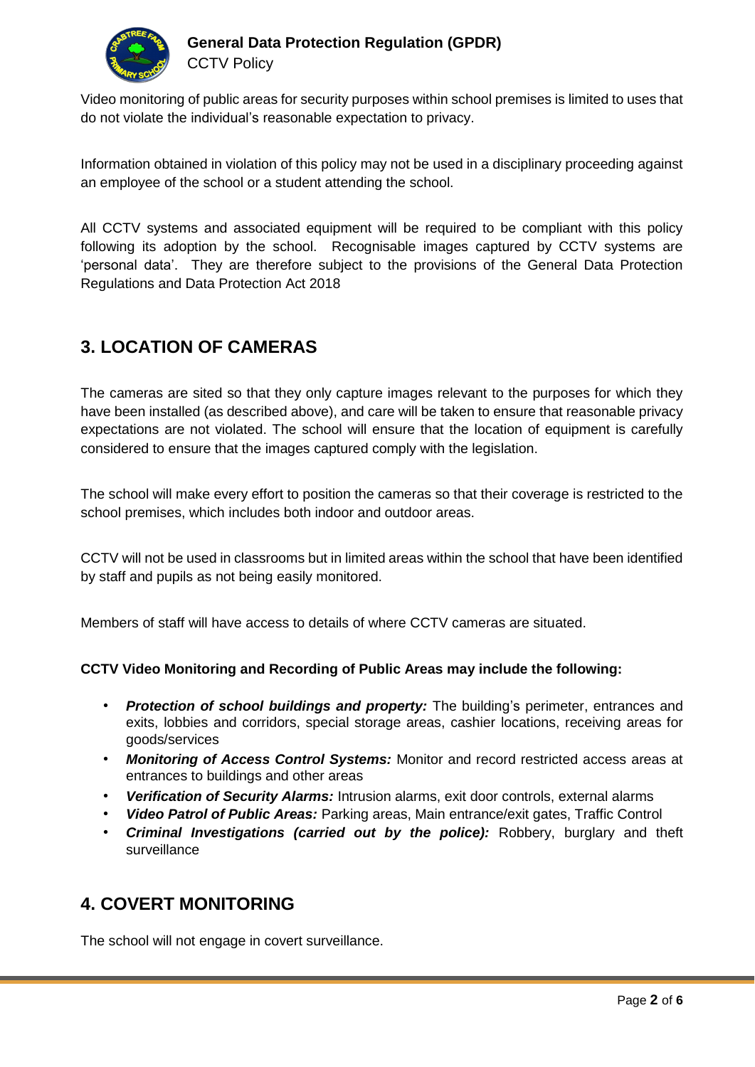Video monitoring of public areas for security purposes within school premises is limited to uses that do not violate the individual's reasonable expectation to privacy.

Information obtained in violation of this policy may not be used in a disciplinary proceeding against an employee of the school or a student attending the school.

All CCTV systems and associated equipment will be required to be compliant with this policy following its adoption by the school. Recognisable images captured by CCTV systems are 'personal data'. They are therefore subject to the provisions of the General Data Protection Regulations and Data Protection Act 2018

## 3. LOCATION OF CAMERAS

The cameras are sited so that they only capture images relevant to the purposes for which they have been installed (as described above), and care will be taken to ensure that reasonable privacy expectations are not violated. The school will ensure that the location of equipment is carefully considered to ensure that the images captured comply with the legislation.

The school will make every effort to position the cameras so that their coverage is restricted to the school premises, which includes both indoor and outdoor areas.

CCTV will not be used in classrooms but in limited areas within the school that have been identified by staff and pupils as not being easily monitored.

Members of staff will have access to details of where CCTV cameras are situated.

**CCTV Video Monitoring and Recording of Public Areas may include the following:**

- ***Protection of school buildings and property:*** The building's perimeter, entrances and exits, lobbies and corridors, special storage areas, cashier locations, receiving areas for goods/services
- ***Monitoring of Access Control Systems:*** Monitor and record restricted access areas at entrances to buildings and other areas
- ***Verification of Security Alarms:*** Intrusion alarms, exit door controls, external alarms
- ***Video Patrol of Public Areas:*** Parking areas, Main entrance/exit gates, Traffic Control
- ***Criminal Investigations (carried out by the police):*** Robbery, burglary and theft surveillance

## 4. COVERT MONITORING

The school will not engage in covert surveillance.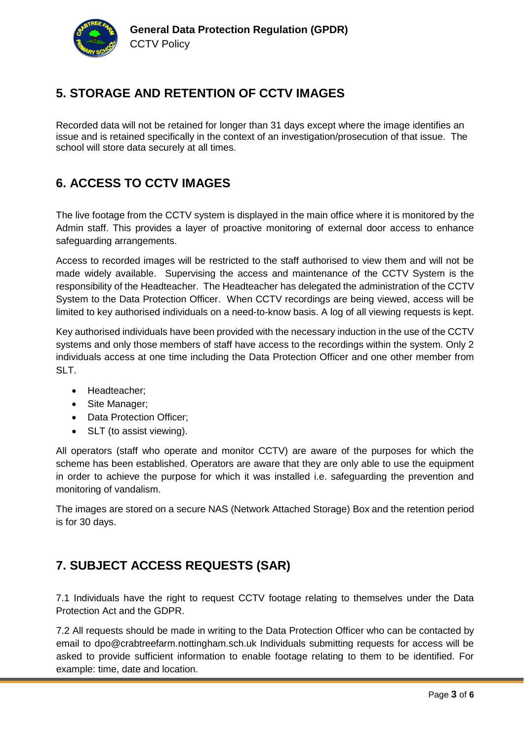## 5. STORAGE AND RETENTION OF CCTV IMAGES

Recorded data will not be retained for longer than 31 days except where the image identifies an issue and is retained specifically in the context of an investigation/prosecution of that issue. The school will store data securely at all times.

## 6. ACCESS TO CCTV IMAGES

The live footage from the CCTV system is displayed in the main office where it is monitored by the Admin staff. This provides a layer of proactive monitoring of external door access to enhance safeguarding arrangements.

Access to recorded images will be restricted to the staff authorised to view them and will not be made widely available. Supervising the access and maintenance of the CCTV System is the responsibility of the Headteacher. The Headteacher has delegated the administration of the CCTV System to the Data Protection Officer. When CCTV recordings are being viewed, access will be limited to key authorised individuals on a need-to-know basis. A log of all viewing requests is kept.

Key authorised individuals have been provided with the necessary induction in the use of the CCTV systems and only those members of staff have access to the recordings within the system. Only 2 individuals access at one time including the Data Protection Officer and one other member from SLT.

- Headteacher;
- Site Manager;
- Data Protection Officer;
- SLT (to assist viewing).

All operators (staff who operate and monitor CCTV) are aware of the purposes for which the scheme has been established. Operators are aware that they are only able to use the equipment in order to achieve the purpose for which it was installed i.e. safeguarding the prevention and monitoring of vandalism.

The images are stored on a secure NAS (Network Attached Storage) Box and the retention period is for 30 days.

## 7. SUBJECT ACCESS REQUESTS (SAR)

7.1 Individuals have the right to request CCTV footage relating to themselves under the Data Protection Act and the GDPR.

7.2 All requests should be made in writing to the Data Protection Officer who can be contacted by email to dpo@crabtreefarm.nottingham.sch.uk Individuals submitting requests for access will be asked to provide sufficient information to enable footage relating to them to be identified. For example: time, date and location.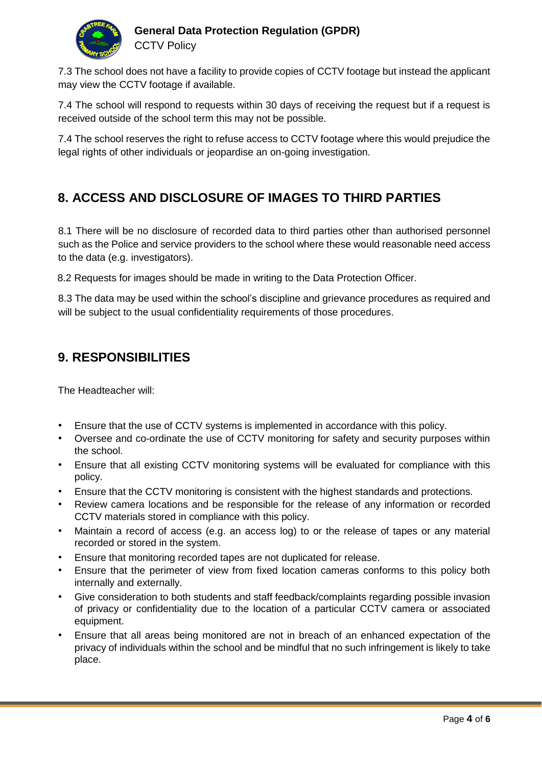7.3 The school does not have a facility to provide copies of CCTV footage but instead the applicant may view the CCTV footage if available.

7.4 The school will respond to requests within 30 days of receiving the request but if a request is received outside of the school term this may not be possible.

7.4 The school reserves the right to refuse access to CCTV footage where this would prejudice the legal rights of other individuals or jeopardise an on-going investigation.

## 8. ACCESS AND DISCLOSURE OF IMAGES TO THIRD PARTIES

8.1 There will be no disclosure of recorded data to third parties other than authorised personnel such as the Police and service providers to the school where these would reasonable need access to the data (e.g. investigators).

8.2 Requests for images should be made in writing to the Data Protection Officer.

8.3 The data may be used within the school's discipline and grievance procedures as required and will be subject to the usual confidentiality requirements of those procedures.

## 9. RESPONSIBILITIES

The Headteacher will:

- Ensure that the use of CCTV systems is implemented in accordance with this policy.
- Oversee and co-ordinate the use of CCTV monitoring for safety and security purposes within the school.
- Ensure that all existing CCTV monitoring systems will be evaluated for compliance with this policy.
- Ensure that the CCTV monitoring is consistent with the highest standards and protections.
- Review camera locations and be responsible for the release of any information or recorded CCTV materials stored in compliance with this policy.
- Maintain a record of access (e.g. an access log) to or the release of tapes or any material recorded or stored in the system.
- Ensure that monitoring recorded tapes are not duplicated for release.
- Ensure that the perimeter of view from fixed location cameras conforms to this policy both internally and externally.
- Give consideration to both students and staff feedback/complaints regarding possible invasion of privacy or confidentiality due to the location of a particular CCTV camera or associated equipment.
- Ensure that all areas being monitored are not in breach of an enhanced expectation of the privacy of individuals within the school and be mindful that no such infringement is likely to take place.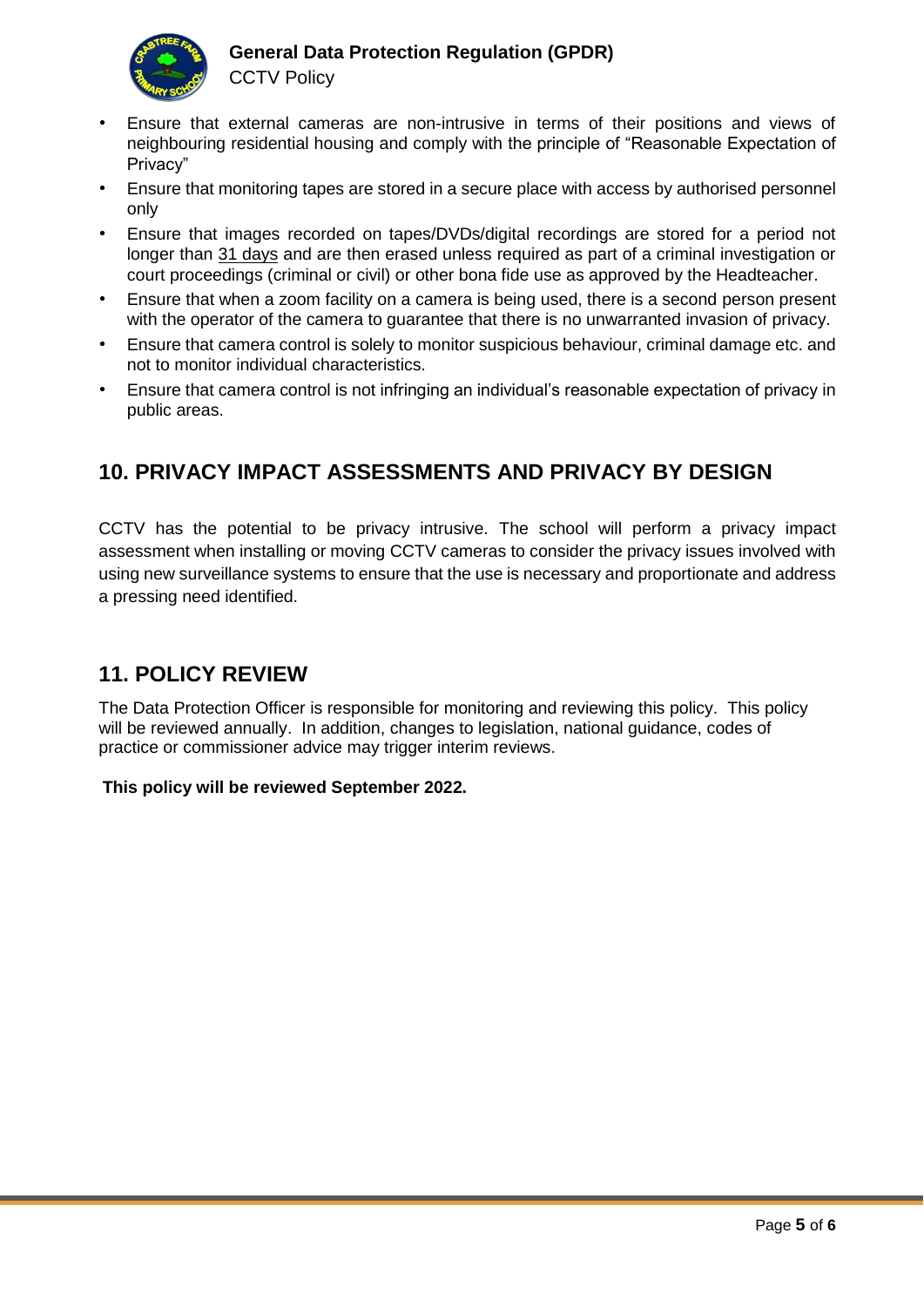- Ensure that external cameras are non-intrusive in terms of their positions and views of neighbouring residential housing and comply with the principle of "Reasonable Expectation of Privacy"
- Ensure that monitoring tapes are stored in a secure place with access by authorised personnel only
- Ensure that images recorded on tapes/DVDs/digital recordings are stored for a period not longer than 31 days and are then erased unless required as part of a criminal investigation or court proceedings (criminal or civil) or other bona fide use as approved by the Headteacher.
- Ensure that when a zoom facility on a camera is being used, there is a second person present with the operator of the camera to guarantee that there is no unwarranted invasion of privacy.
- Ensure that camera control is solely to monitor suspicious behaviour, criminal damage etc. and not to monitor individual characteristics.
- Ensure that camera control is not infringing an individual's reasonable expectation of privacy in public areas.

## 10. PRIVACY IMPACT ASSESSMENTS AND PRIVACY BY DESIGN

CCTV has the potential to be privacy intrusive. The school will perform a privacy impact assessment when installing or moving CCTV cameras to consider the privacy issues involved with using new surveillance systems to ensure that the use is necessary and proportionate and address a pressing need identified.

## 11. POLICY REVIEW

The Data Protection Officer is responsible for monitoring and reviewing this policy. This policy will be reviewed annually. In addition, changes to legislation, national guidance, codes of practice or commissioner advice may trigger interim reviews.

**This policy will be reviewed September 2022.**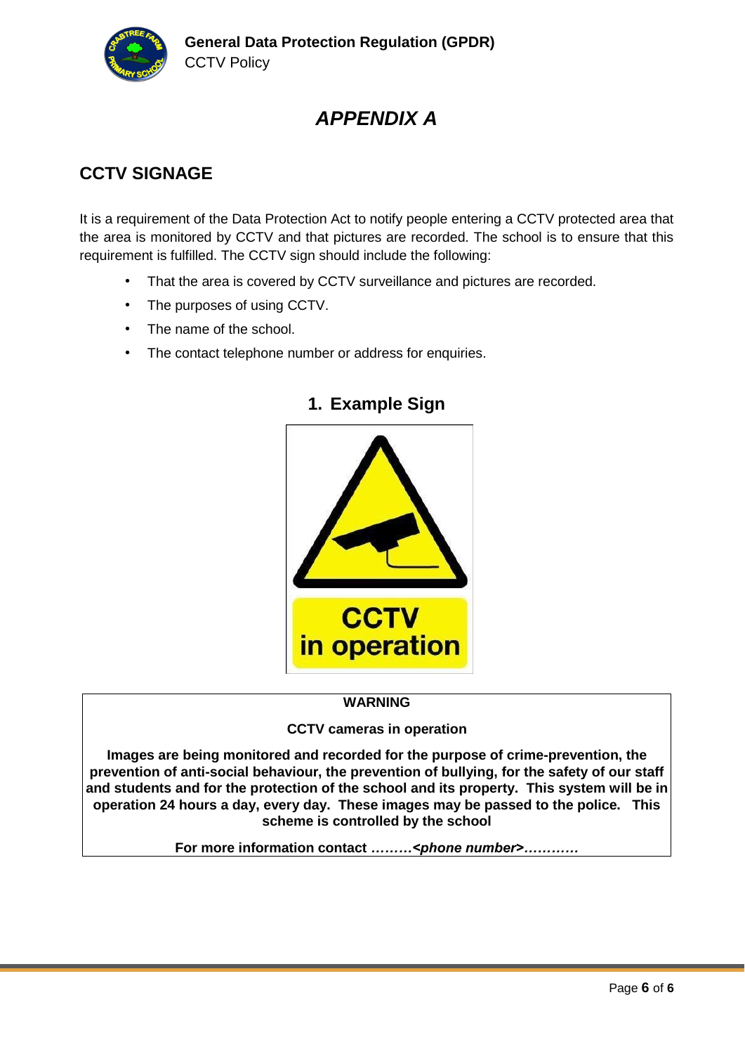# APPENDIX A

## CCTV SIGNAGE

It is a requirement of the Data Protection Act to notify people entering a CCTV protected area that the area is monitored by CCTV and that pictures are recorded. The school is to ensure that this requirement is fulfilled. The CCTV sign should include the following:

- That the area is covered by CCTV surveillance and pictures are recorded.
- The purposes of using CCTV.
- The name of the school.
- The contact telephone number or address for enquiries.

### 1. Example Sign

CCTV
in operation

**WARNING**

**CCTV cameras in operation**

**Images are being monitored and recorded for the purpose of crime-prevention, the prevention of anti-social behaviour, the prevention of bullying, for the safety of our staff and students and for the protection of the school and its property. This system will be in operation 24 hours a day, every day. These images may be passed to the police. This scheme is controlled by the school**

**For more information contact** ***………<phone number>…………***